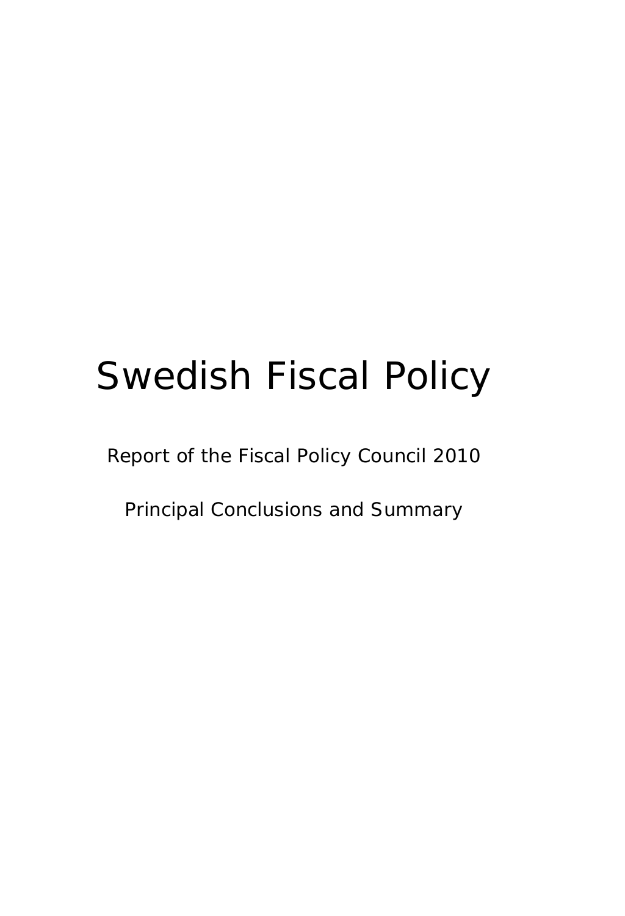# Swedish Fiscal Policy

Report of the Fiscal Policy Council 2010

Principal Conclusions and Summary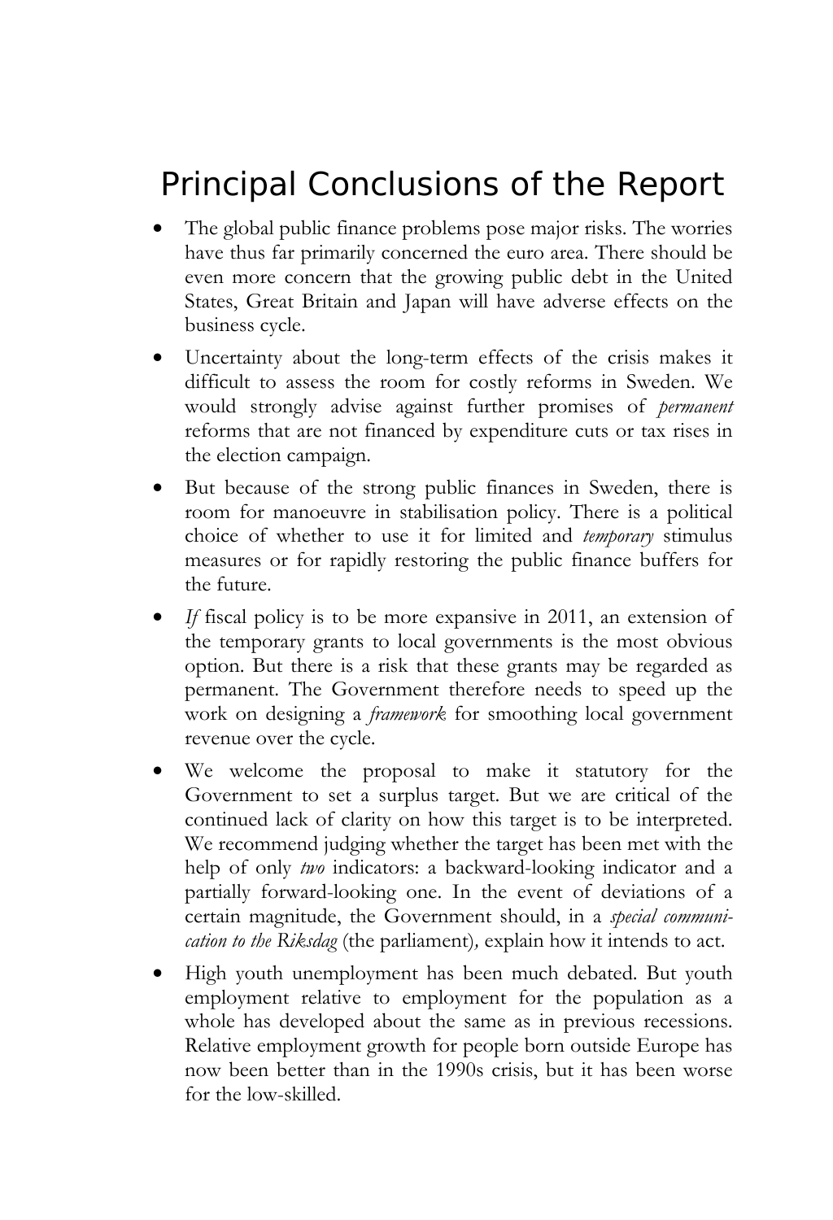# Principal Conclusions of the Report

- The global public finance problems pose major risks. The worries have thus far primarily concerned the euro area. There should be even more concern that the growing public debt in the United States, Great Britain and Japan will have adverse effects on the business cycle.
- Uncertainty about the long-term effects of the crisis makes it difficult to assess the room for costly reforms in Sweden. We would strongly advise against further promises of *permanent* reforms that are not financed by expenditure cuts or tax rises in the election campaign.
- But because of the strong public finances in Sweden, there is room for manoeuvre in stabilisation policy. There is a political choice of whether to use it for limited and *temporary* stimulus measures or for rapidly restoring the public finance buffers for the future.
- *If* fiscal policy is to be more expansive in 2011, an extension of the temporary grants to local governments is the most obvious option. But there is a risk that these grants may be regarded as permanent. The Government therefore needs to speed up the work on designing a *framework* for smoothing local government revenue over the cycle.
- We welcome the proposal to make it statutory for the Government to set a surplus target. But we are critical of the continued lack of clarity on how this target is to be interpreted. We recommend judging whether the target has been met with the help of only *two* indicators: a backward-looking indicator and a partially forward-looking one. In the event of deviations of a certain magnitude, the Government should, in a *special communication to the Riksdag* (the parliament), explain how it intends to act.
- High youth unemployment has been much debated. But youth employment relative to employment for the population as a whole has developed about the same as in previous recessions. Relative employment growth for people born outside Europe has now been better than in the 1990s crisis, but it has been worse for the low-skilled.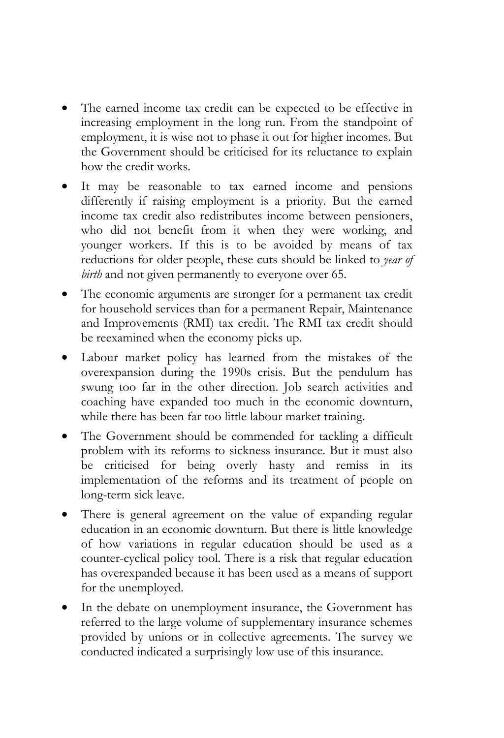- The earned income tax credit can be expected to be effective in increasing employment in the long run. From the standpoint of employment, it is wise not to phase it out for higher incomes. But the Government should be criticised for its reluctance to explain how the credit works.
- It may be reasonable to tax earned income and pensions differently if raising employment is a priority. But the earned income tax credit also redistributes income between pensioners, who did not benefit from it when they were working, and younger workers. If this is to be avoided by means of tax reductions for older people, these cuts should be linked to *year of birth* and not given permanently to everyone over 65.
- The economic arguments are stronger for a permanent tax credit for household services than for a permanent Repair, Maintenance and Improvements (RMI) tax credit. The RMI tax credit should be reexamined when the economy picks up.
- Labour market policy has learned from the mistakes of the overexpansion during the 1990s crisis. But the pendulum has swung too far in the other direction. Job search activities and coaching have expanded too much in the economic downturn, while there has been far too little labour market training.
- The Government should be commended for tackling a difficult problem with its reforms to sickness insurance. But it must also be criticised for being overly hasty and remiss in its implementation of the reforms and its treatment of people on long-term sick leave.
- There is general agreement on the value of expanding regular education in an economic downturn. But there is little knowledge of how variations in regular education should be used as a counter-cyclical policy tool. There is a risk that regular education has overexpanded because it has been used as a means of support for the unemployed.
- In the debate on unemployment insurance, the Government has referred to the large volume of supplementary insurance schemes provided by unions or in collective agreements. The survey we conducted indicated a surprisingly low use of this insurance.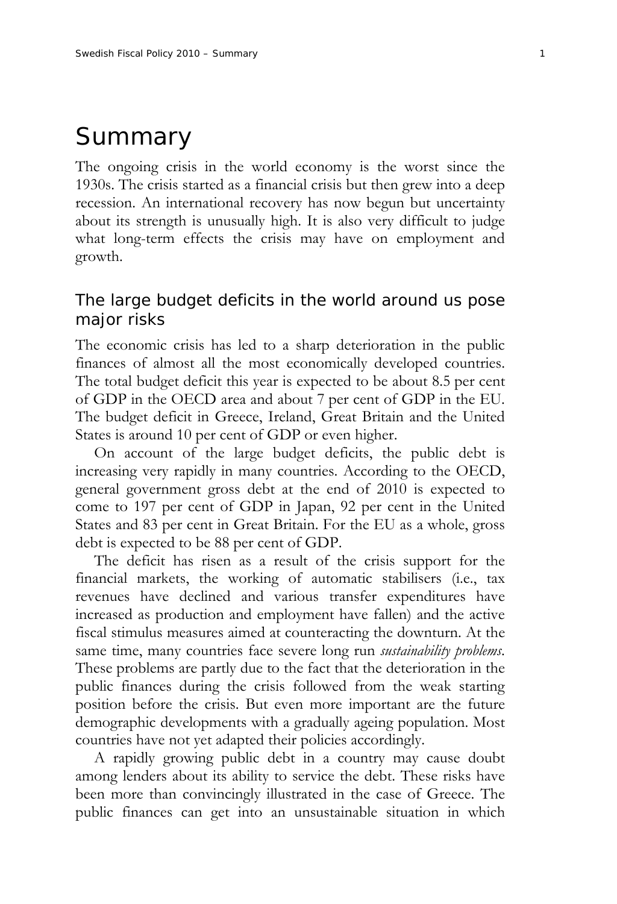# Summary

The ongoing crisis in the world economy is the worst since the 1930s. The crisis started as a financial crisis but then grew into a deep recession. An international recovery has now begun but uncertainty about its strength is unusually high. It is also very difficult to judge what long-term effects the crisis may have on employment and growth.

## The large budget deficits in the world around us pose major risks

The economic crisis has led to a sharp deterioration in the public finances of almost all the most economically developed countries. The total budget deficit this year is expected to be about 8.5 per cent of GDP in the OECD area and about 7 per cent of GDP in the EU. The budget deficit in Greece, Ireland, Great Britain and the United States is around 10 per cent of GDP or even higher.

On account of the large budget deficits, the public debt is increasing very rapidly in many countries. According to the OECD, general government gross debt at the end of 2010 is expected to come to 197 per cent of GDP in Japan, 92 per cent in the United States and 83 per cent in Great Britain. For the EU as a whole, gross debt is expected to be 88 per cent of GDP.

The deficit has risen as a result of the crisis support for the financial markets, the working of automatic stabilisers (i.e., tax revenues have declined and various transfer expenditures have increased as production and employment have fallen) and the active fiscal stimulus measures aimed at counteracting the downturn. At the same time, many countries face severe long run *sustainability problems*. These problems are partly due to the fact that the deterioration in the public finances during the crisis followed from the weak starting position before the crisis. But even more important are the future demographic developments with a gradually ageing population. Most countries have not yet adapted their policies accordingly.

A rapidly growing public debt in a country may cause doubt among lenders about its ability to service the debt. These risks have been more than convincingly illustrated in the case of Greece. The public finances can get into an unsustainable situation in which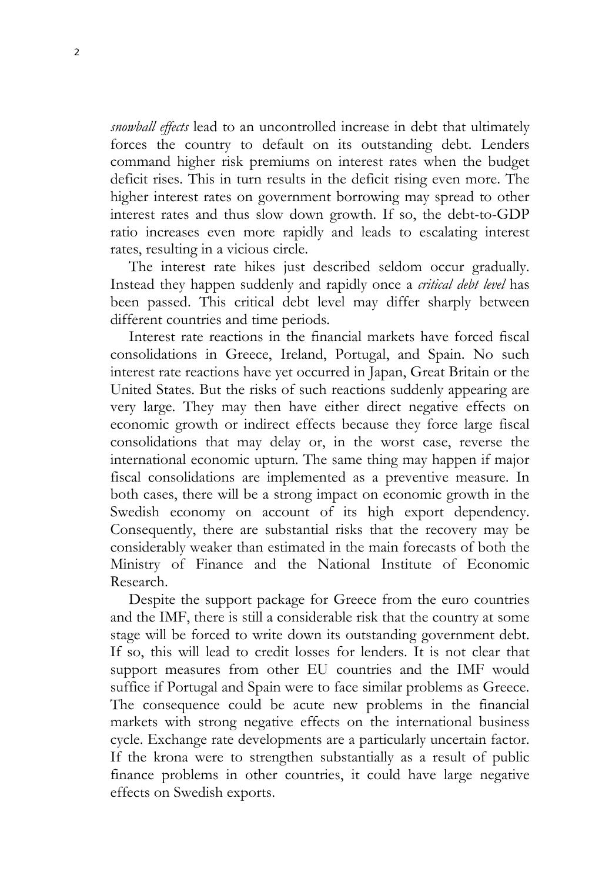*snowball effects* lead to an uncontrolled increase in debt that ultimately forces the country to default on its outstanding debt. Lenders command higher risk premiums on interest rates when the budget deficit rises. This in turn results in the deficit rising even more. The higher interest rates on government borrowing may spread to other interest rates and thus slow down growth. If so, the debt-to-GDP ratio increases even more rapidly and leads to escalating interest rates, resulting in a vicious circle.

The interest rate hikes just described seldom occur gradually. Instead they happen suddenly and rapidly once a *critical debt level* has been passed. This critical debt level may differ sharply between different countries and time periods.

Interest rate reactions in the financial markets have forced fiscal consolidations in Greece, Ireland, Portugal, and Spain. No such interest rate reactions have yet occurred in Japan, Great Britain or the United States. But the risks of such reactions suddenly appearing are very large. They may then have either direct negative effects on economic growth or indirect effects because they force large fiscal consolidations that may delay or, in the worst case, reverse the international economic upturn. The same thing may happen if major fiscal consolidations are implemented as a preventive measure. In both cases, there will be a strong impact on economic growth in the Swedish economy on account of its high export dependency. Consequently, there are substantial risks that the recovery may be considerably weaker than estimated in the main forecasts of both the Ministry of Finance and the National Institute of Economic Research.

Despite the support package for Greece from the euro countries and the IMF, there is still a considerable risk that the country at some stage will be forced to write down its outstanding government debt. If so, this will lead to credit losses for lenders. It is not clear that support measures from other EU countries and the IMF would suffice if Portugal and Spain were to face similar problems as Greece. The consequence could be acute new problems in the financial markets with strong negative effects on the international business cycle. Exchange rate developments are a particularly uncertain factor. If the krona were to strengthen substantially as a result of public finance problems in other countries, it could have large negative effects on Swedish exports.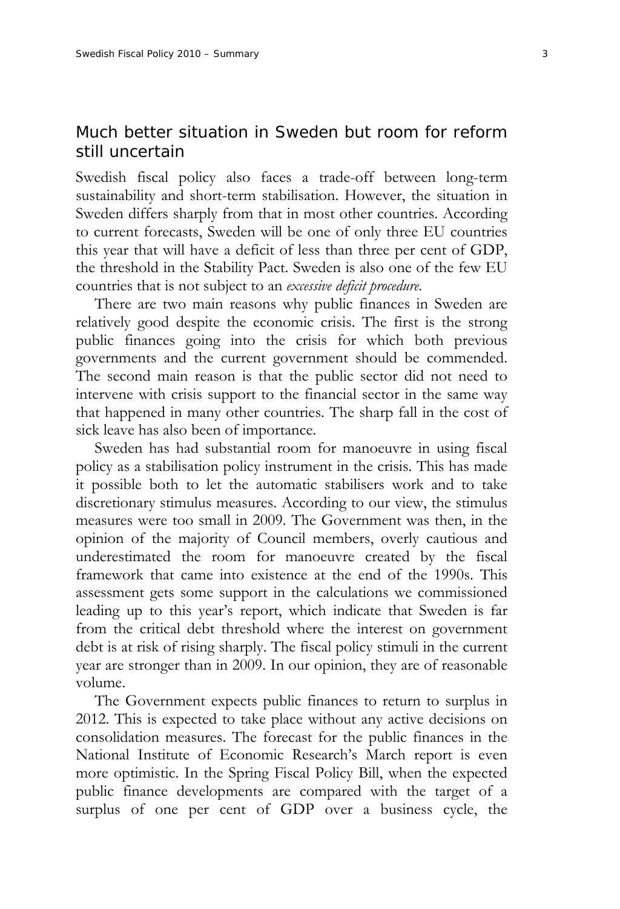## Much better situation in Sweden but room for reform still uncertain

Swedish fiscal policy also faces a trade-off between long-term sustainability and short-term stabilisation. However, the situation in Sweden differs sharply from that in most other countries. According to current forecasts, Sweden will be one of only three EU countries this year that will have a deficit of less than three per cent of GDP, the threshold in the Stability Pact. Sweden is also one of the few EU countries that is not subject to an *excessive deficit procedure*.

There are two main reasons why public finances in Sweden are relatively good despite the economic crisis. The first is the strong public finances going into the crisis for which both previous governments and the current government should be commended. The second main reason is that the public sector did not need to intervene with crisis support to the financial sector in the same way that happened in many other countries. The sharp fall in the cost of sick leave has also been of importance.

Sweden has had substantial room for manoeuvre in using fiscal policy as a stabilisation policy instrument in the crisis. This has made it possible both to let the automatic stabilisers work and to take discretionary stimulus measures. According to our view, the stimulus measures were too small in 2009. The Government was then, in the opinion of the majority of Council members, overly cautious and underestimated the room for manoeuvre created by the fiscal framework that came into existence at the end of the 1990s. This assessment gets some support in the calculations we commissioned leading up to this year's report, which indicate that Sweden is far from the critical debt threshold where the interest on government debt is at risk of rising sharply. The fiscal policy stimuli in the current year are stronger than in 2009. In our opinion, they are of reasonable volume.

The Government expects public finances to return to surplus in 2012. This is expected to take place without any active decisions on consolidation measures. The forecast for the public finances in the National Institute of Economic Research's March report is even more optimistic. In the Spring Fiscal Policy Bill, when the expected public finance developments are compared with the target of a surplus of one per cent of GDP over a business cycle, the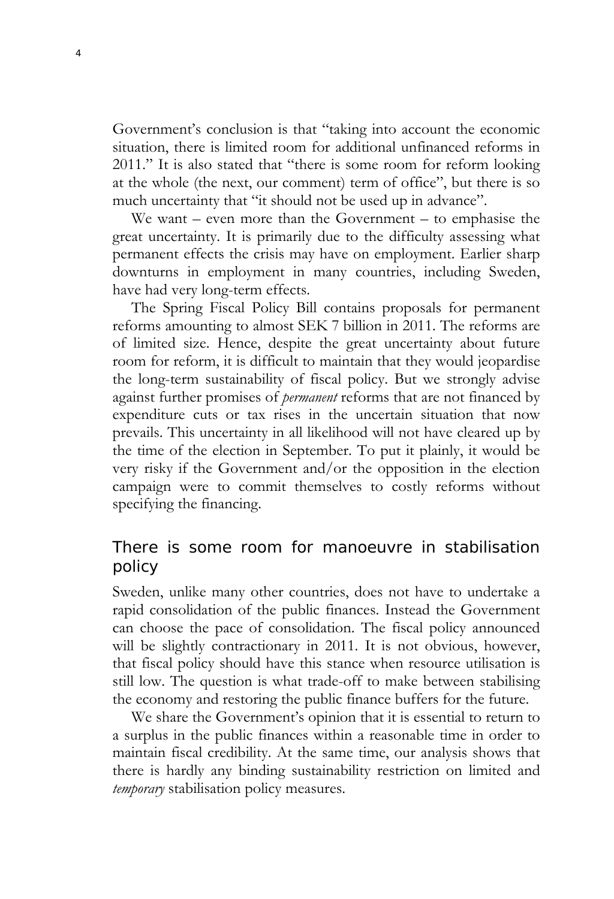Government's conclusion is that "taking into account the economic situation, there is limited room for additional unfinanced reforms in 2011." It is also stated that "there is some room for reform looking at the whole (the next, our comment) term of office", but there is so much uncertainty that "it should not be used up in advance".

We want – even more than the Government – to emphasise the great uncertainty. It is primarily due to the difficulty assessing what permanent effects the crisis may have on employment. Earlier sharp downturns in employment in many countries, including Sweden, have had very long-term effects.

The Spring Fiscal Policy Bill contains proposals for permanent reforms amounting to almost SEK 7 billion in 2011. The reforms are of limited size. Hence, despite the great uncertainty about future room for reform, it is difficult to maintain that they would jeopardise the long-term sustainability of fiscal policy. But we strongly advise against further promises of *permanent* reforms that are not financed by expenditure cuts or tax rises in the uncertain situation that now prevails. This uncertainty in all likelihood will not have cleared up by the time of the election in September. To put it plainly, it would be very risky if the Government and/or the opposition in the election campaign were to commit themselves to costly reforms without specifying the financing.

## There is some room for manoeuvre in stabilisation policy

Sweden, unlike many other countries, does not have to undertake a rapid consolidation of the public finances. Instead the Government can choose the pace of consolidation. The fiscal policy announced will be slightly contractionary in 2011. It is not obvious, however, that fiscal policy should have this stance when resource utilisation is still low. The question is what trade-off to make between stabilising the economy and restoring the public finance buffers for the future.

We share the Government's opinion that it is essential to return to a surplus in the public finances within a reasonable time in order to maintain fiscal credibility. At the same time, our analysis shows that there is hardly any binding sustainability restriction on limited and *temporary* stabilisation policy measures.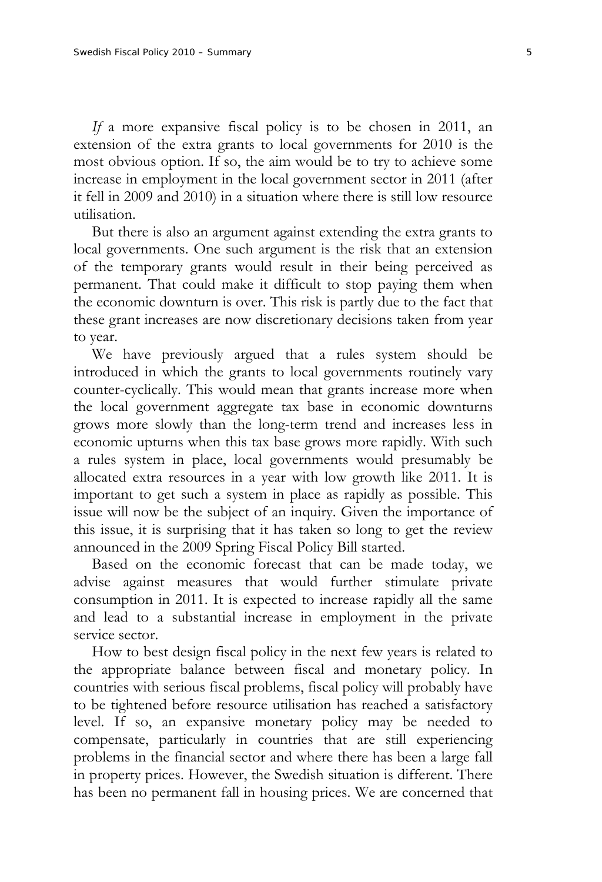*If* a more expansive fiscal policy is to be chosen in 2011, an extension of the extra grants to local governments for 2010 is the most obvious option. If so, the aim would be to try to achieve some increase in employment in the local government sector in 2011 (after it fell in 2009 and 2010) in a situation where there is still low resource utilisation.

But there is also an argument against extending the extra grants to local governments. One such argument is the risk that an extension of the temporary grants would result in their being perceived as permanent. That could make it difficult to stop paying them when the economic downturn is over. This risk is partly due to the fact that these grant increases are now discretionary decisions taken from year to year.

We have previously argued that a rules system should be introduced in which the grants to local governments routinely vary counter-cyclically. This would mean that grants increase more when the local government aggregate tax base in economic downturns grows more slowly than the long-term trend and increases less in economic upturns when this tax base grows more rapidly. With such a rules system in place, local governments would presumably be allocated extra resources in a year with low growth like 2011. It is important to get such a system in place as rapidly as possible. This issue will now be the subject of an inquiry. Given the importance of this issue, it is surprising that it has taken so long to get the review announced in the 2009 Spring Fiscal Policy Bill started.

Based on the economic forecast that can be made today, we advise against measures that would further stimulate private consumption in 2011. It is expected to increase rapidly all the same and lead to a substantial increase in employment in the private service sector.

How to best design fiscal policy in the next few years is related to the appropriate balance between fiscal and monetary policy. In countries with serious fiscal problems, fiscal policy will probably have to be tightened before resource utilisation has reached a satisfactory level. If so, an expansive monetary policy may be needed to compensate, particularly in countries that are still experiencing problems in the financial sector and where there has been a large fall in property prices. However, the Swedish situation is different. There has been no permanent fall in housing prices. We are concerned that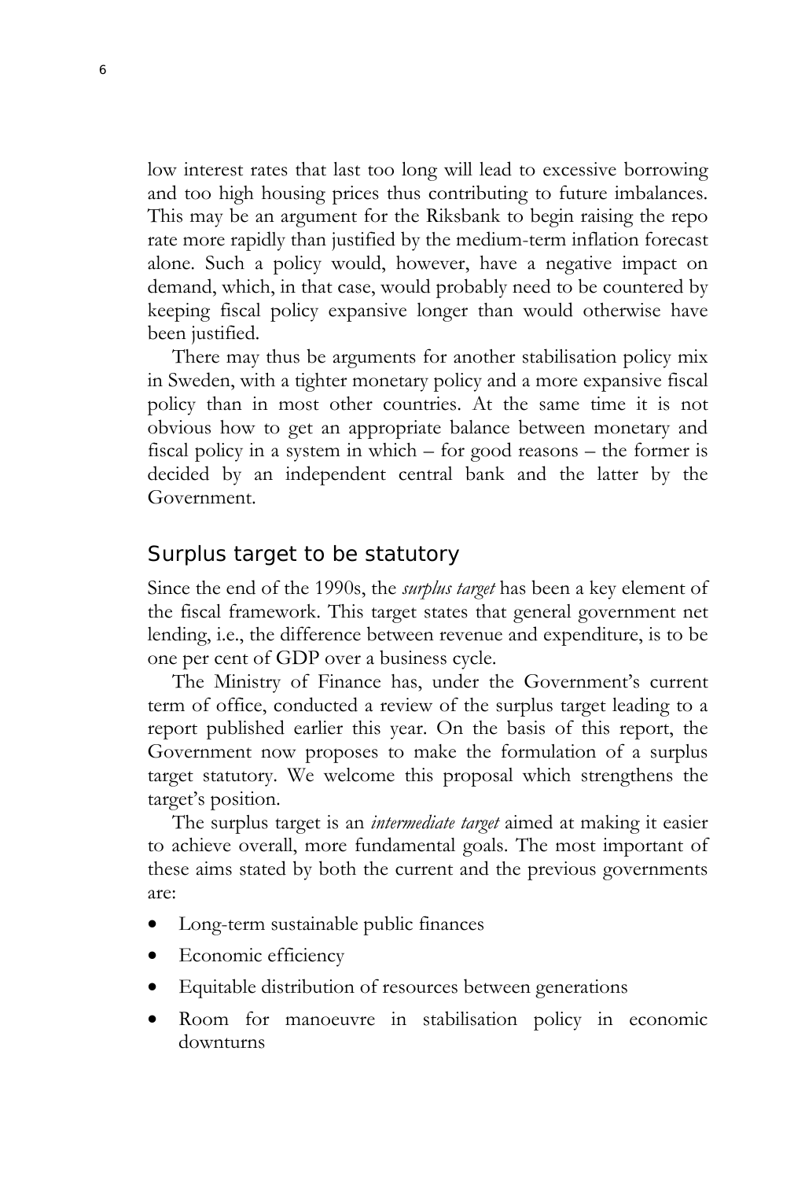low interest rates that last too long will lead to excessive borrowing and too high housing prices thus contributing to future imbalances. This may be an argument for the Riksbank to begin raising the repo rate more rapidly than justified by the medium-term inflation forecast alone. Such a policy would, however, have a negative impact on demand, which, in that case, would probably need to be countered by keeping fiscal policy expansive longer than would otherwise have been justified.

There may thus be arguments for another stabilisation policy mix in Sweden, with a tighter monetary policy and a more expansive fiscal policy than in most other countries. At the same time it is not obvious how to get an appropriate balance between monetary and fiscal policy in a system in which – for good reasons – the former is decided by an independent central bank and the latter by the Government.

## Surplus target to be statutory

Since the end of the 1990s, the *surplus target* has been a key element of the fiscal framework. This target states that general government net lending, i.e., the difference between revenue and expenditure, is to be one per cent of GDP over a business cycle.

The Ministry of Finance has, under the Government's current term of office, conducted a review of the surplus target leading to a report published earlier this year. On the basis of this report, the Government now proposes to make the formulation of a surplus target statutory. We welcome this proposal which strengthens the target's position.

The surplus target is an *intermediate target* aimed at making it easier to achieve overall, more fundamental goals. The most important of these aims stated by both the current and the previous governments are:

- Long-term sustainable public finances
- Economic efficiency
- Equitable distribution of resources between generations
- Room for manoeuvre in stabilisation policy in economic downturns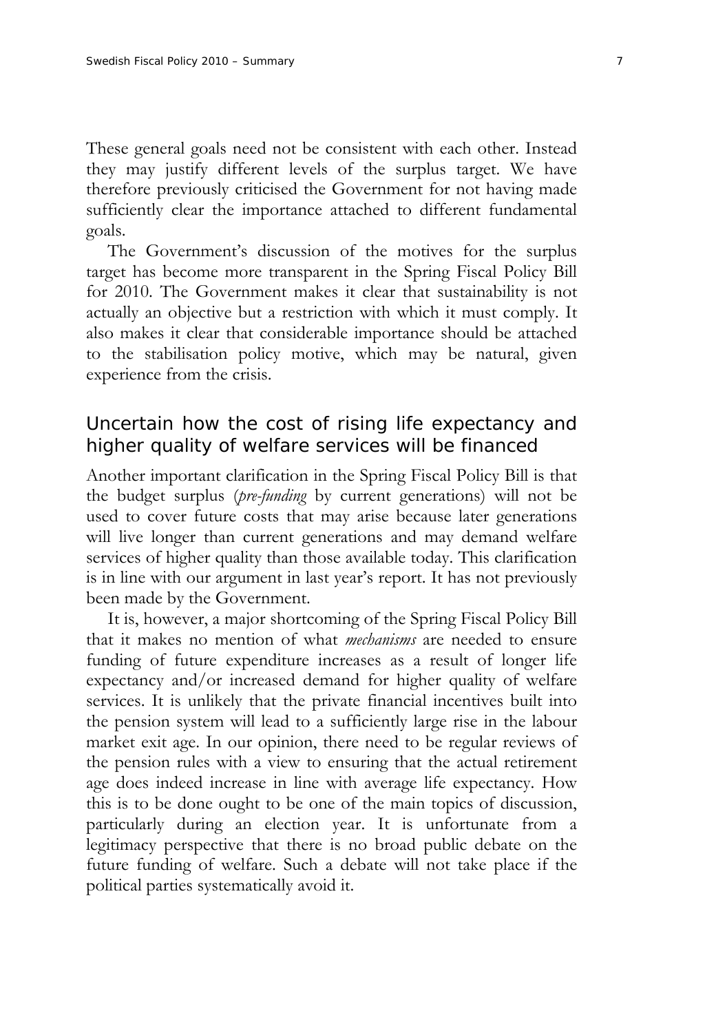These general goals need not be consistent with each other. Instead they may justify different levels of the surplus target. We have therefore previously criticised the Government for not having made sufficiently clear the importance attached to different fundamental goals.

The Government's discussion of the motives for the surplus target has become more transparent in the Spring Fiscal Policy Bill for 2010. The Government makes it clear that sustainability is not actually an objective but a restriction with which it must comply. It also makes it clear that considerable importance should be attached to the stabilisation policy motive, which may be natural, given experience from the crisis.

## Uncertain how the cost of rising life expectancy and higher quality of welfare services will be financed

Another important clarification in the Spring Fiscal Policy Bill is that the budget surplus (*pre-funding* by current generations) will not be used to cover future costs that may arise because later generations will live longer than current generations and may demand welfare services of higher quality than those available today. This clarification is in line with our argument in last year's report. It has not previously been made by the Government.

It is, however, a major shortcoming of the Spring Fiscal Policy Bill that it makes no mention of what *mechanisms* are needed to ensure funding of future expenditure increases as a result of longer life expectancy and/or increased demand for higher quality of welfare services. It is unlikely that the private financial incentives built into the pension system will lead to a sufficiently large rise in the labour market exit age. In our opinion, there need to be regular reviews of the pension rules with a view to ensuring that the actual retirement age does indeed increase in line with average life expectancy. How this is to be done ought to be one of the main topics of discussion, particularly during an election year. It is unfortunate from a legitimacy perspective that there is no broad public debate on the future funding of welfare. Such a debate will not take place if the political parties systematically avoid it.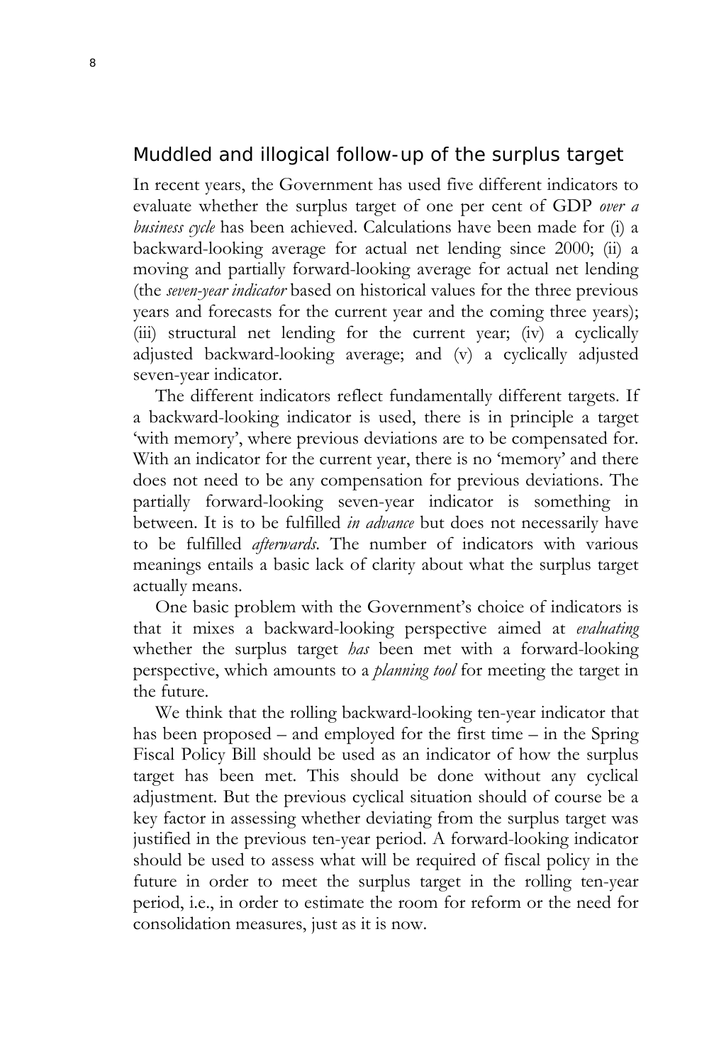## Muddled and illogical follow-up of the surplus target

In recent years, the Government has used five different indicators to evaluate whether the surplus target of one per cent of GDP *over a business cycle* has been achieved. Calculations have been made for (i) a backward-looking average for actual net lending since 2000; (ii) a moving and partially forward-looking average for actual net lending (the *seven-year indicator* based on historical values for the three previous years and forecasts for the current year and the coming three years); (iii) structural net lending for the current year; (iv) a cyclically adjusted backward-looking average; and (v) a cyclically adjusted seven-year indicator.

The different indicators reflect fundamentally different targets. If a backward-looking indicator is used, there is in principle a target 'with memory', where previous deviations are to be compensated for. With an indicator for the current year, there is no 'memory' and there does not need to be any compensation for previous deviations. The partially forward-looking seven-year indicator is something in between. It is to be fulfilled *in advance* but does not necessarily have to be fulfilled *afterwards*. The number of indicators with various meanings entails a basic lack of clarity about what the surplus target actually means.

One basic problem with the Government's choice of indicators is that it mixes a backward-looking perspective aimed at *evaluating* whether the surplus target *has* been met with a forward-looking perspective, which amounts to a *planning tool* for meeting the target in the future.

We think that the rolling backward-looking ten-year indicator that has been proposed – and employed for the first time – in the Spring Fiscal Policy Bill should be used as an indicator of how the surplus target has been met. This should be done without any cyclical adjustment. But the previous cyclical situation should of course be a key factor in assessing whether deviating from the surplus target was justified in the previous ten-year period. A forward-looking indicator should be used to assess what will be required of fiscal policy in the future in order to meet the surplus target in the rolling ten-year period, i.e., in order to estimate the room for reform or the need for consolidation measures, just as it is now.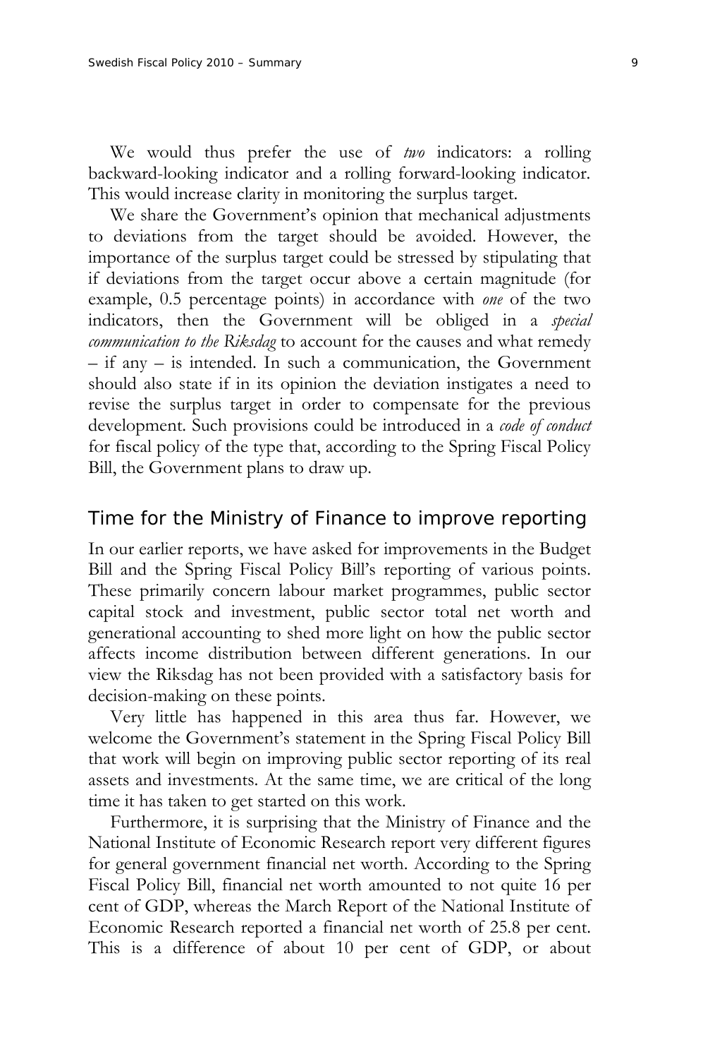We would thus prefer the use of *two* indicators: a rolling backward-looking indicator and a rolling forward-looking indicator. This would increase clarity in monitoring the surplus target.

We share the Government's opinion that mechanical adjustments to deviations from the target should be avoided. However, the importance of the surplus target could be stressed by stipulating that if deviations from the target occur above a certain magnitude (for example, 0.5 percentage points) in accordance with *one* of the two indicators, then the Government will be obliged in a *special communication to the Riksdag* to account for the causes and what remedy – if any – is intended. In such a communication, the Government should also state if in its opinion the deviation instigates a need to revise the surplus target in order to compensate for the previous development. Such provisions could be introduced in a *code of conduct* for fiscal policy of the type that, according to the Spring Fiscal Policy Bill, the Government plans to draw up.

## Time for the Ministry of Finance to improve reporting

In our earlier reports, we have asked for improvements in the Budget Bill and the Spring Fiscal Policy Bill's reporting of various points. These primarily concern labour market programmes, public sector capital stock and investment, public sector total net worth and generational accounting to shed more light on how the public sector affects income distribution between different generations. In our view the Riksdag has not been provided with a satisfactory basis for decision-making on these points.

Very little has happened in this area thus far. However, we welcome the Government's statement in the Spring Fiscal Policy Bill that work will begin on improving public sector reporting of its real assets and investments. At the same time, we are critical of the long time it has taken to get started on this work.

Furthermore, it is surprising that the Ministry of Finance and the National Institute of Economic Research report very different figures for general government financial net worth. According to the Spring Fiscal Policy Bill, financial net worth amounted to not quite 16 per cent of GDP, whereas the March Report of the National Institute of Economic Research reported a financial net worth of 25.8 per cent. This is a difference of about 10 per cent of GDP, or about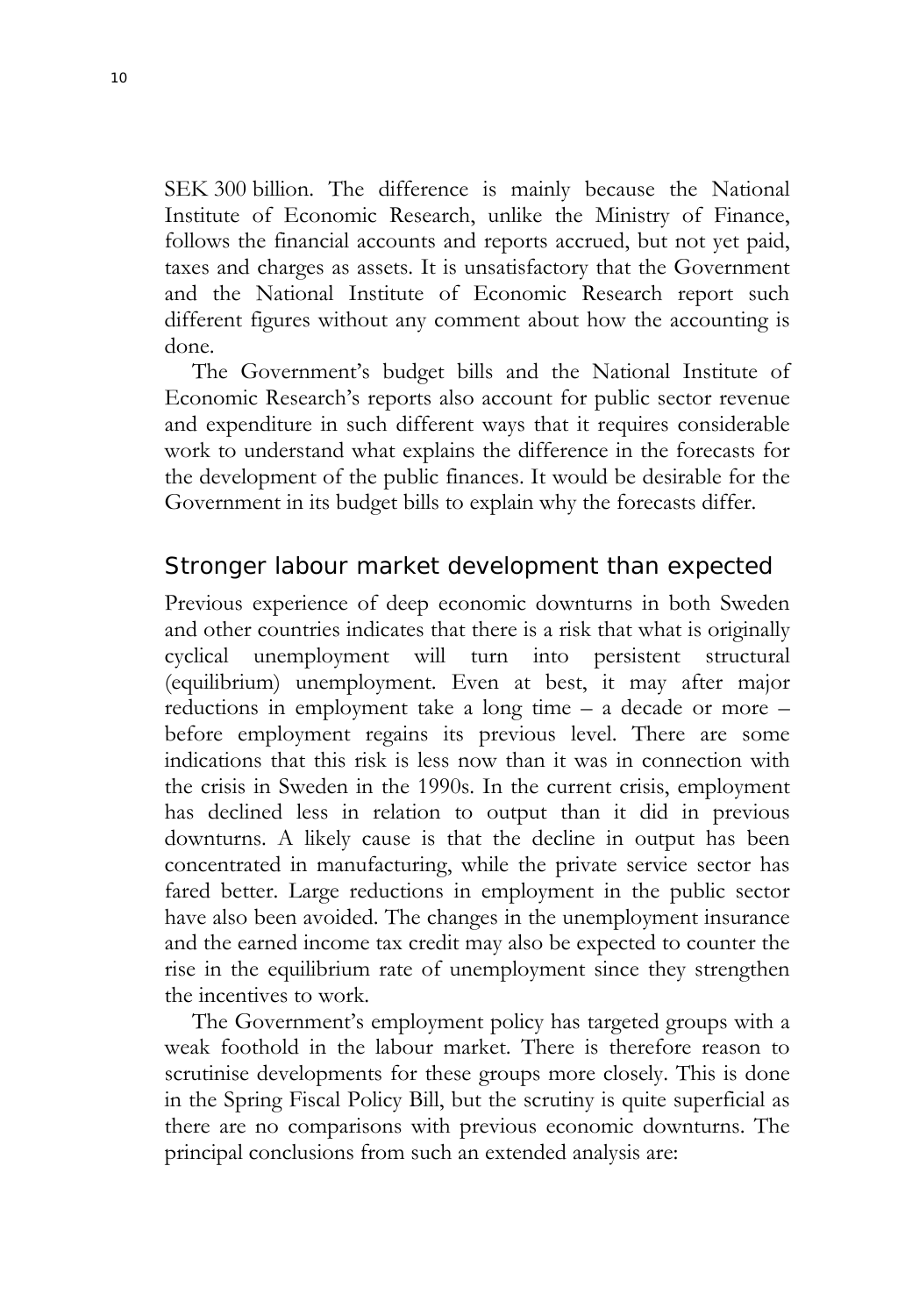SEK 300 billion. The difference is mainly because the National Institute of Economic Research, unlike the Ministry of Finance, follows the financial accounts and reports accrued, but not yet paid, taxes and charges as assets. It is unsatisfactory that the Government and the National Institute of Economic Research report such different figures without any comment about how the accounting is done.

The Government's budget bills and the National Institute of Economic Research's reports also account for public sector revenue and expenditure in such different ways that it requires considerable work to understand what explains the difference in the forecasts for the development of the public finances. It would be desirable for the Government in its budget bills to explain why the forecasts differ.

## Stronger labour market development than expected

Previous experience of deep economic downturns in both Sweden and other countries indicates that there is a risk that what is originally cyclical unemployment will turn into persistent structural (equilibrium) unemployment. Even at best, it may after major reductions in employment take a long time – a decade or more – before employment regains its previous level. There are some indications that this risk is less now than it was in connection with the crisis in Sweden in the 1990s. In the current crisis, employment has declined less in relation to output than it did in previous downturns. A likely cause is that the decline in output has been concentrated in manufacturing, while the private service sector has fared better. Large reductions in employment in the public sector have also been avoided. The changes in the unemployment insurance and the earned income tax credit may also be expected to counter the rise in the equilibrium rate of unemployment since they strengthen the incentives to work.

The Government's employment policy has targeted groups with a weak foothold in the labour market. There is therefore reason to scrutinise developments for these groups more closely. This is done in the Spring Fiscal Policy Bill, but the scrutiny is quite superficial as there are no comparisons with previous economic downturns. The principal conclusions from such an extended analysis are: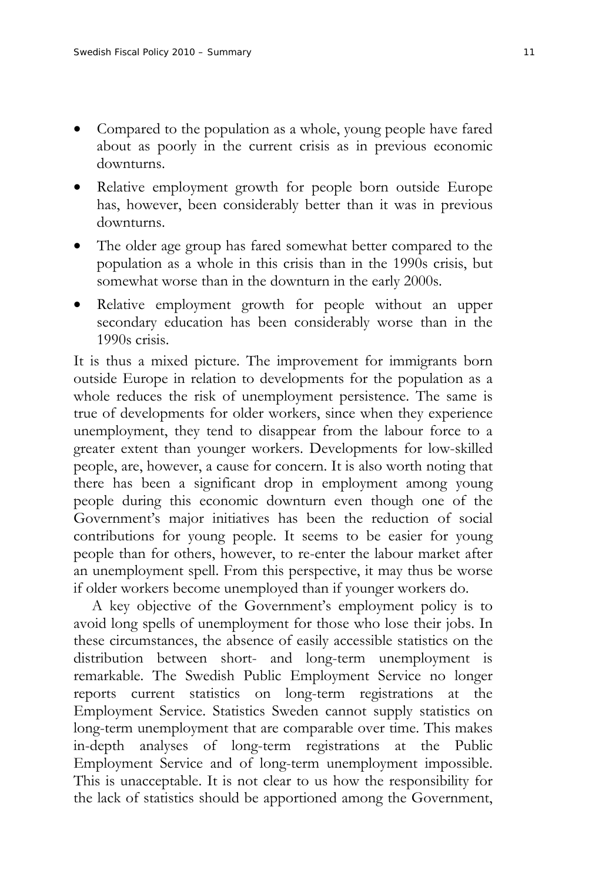- Compared to the population as a whole, young people have fared about as poorly in the current crisis as in previous economic downturns.
- Relative employment growth for people born outside Europe has, however, been considerably better than it was in previous downturns.
- The older age group has fared somewhat better compared to the population as a whole in this crisis than in the 1990s crisis, but somewhat worse than in the downturn in the early 2000s.
- Relative employment growth for people without an upper secondary education has been considerably worse than in the 1990s crisis.

It is thus a mixed picture. The improvement for immigrants born outside Europe in relation to developments for the population as a whole reduces the risk of unemployment persistence. The same is true of developments for older workers, since when they experience unemployment, they tend to disappear from the labour force to a greater extent than younger workers. Developments for low-skilled people, are, however, a cause for concern. It is also worth noting that there has been a significant drop in employment among young people during this economic downturn even though one of the Government's major initiatives has been the reduction of social contributions for young people. It seems to be easier for young people than for others, however, to re-enter the labour market after an unemployment spell. From this perspective, it may thus be worse if older workers become unemployed than if younger workers do.

A key objective of the Government's employment policy is to avoid long spells of unemployment for those who lose their jobs. In these circumstances, the absence of easily accessible statistics on the distribution between short- and long-term unemployment is remarkable. The Swedish Public Employment Service no longer reports current statistics on long-term registrations at the Employment Service. Statistics Sweden cannot supply statistics on long-term unemployment that are comparable over time. This makes in-depth analyses of long-term registrations at the Public Employment Service and of long-term unemployment impossible. This is unacceptable. It is not clear to us how the responsibility for the lack of statistics should be apportioned among the Government,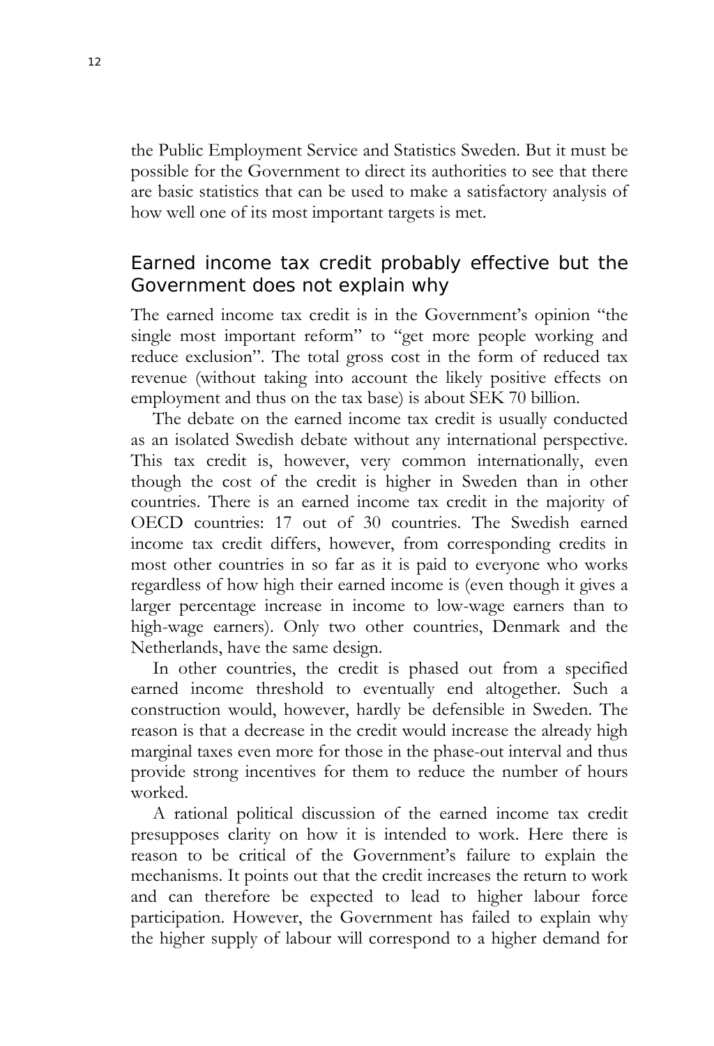the Public Employment Service and Statistics Sweden. But it must be possible for the Government to direct its authorities to see that there are basic statistics that can be used to make a satisfactory analysis of how well one of its most important targets is met.

## Earned income tax credit probably effective but the Government does not explain why

The earned income tax credit is in the Government's opinion "the single most important reform" to "get more people working and reduce exclusion". The total gross cost in the form of reduced tax revenue (without taking into account the likely positive effects on employment and thus on the tax base) is about SEK 70 billion.

The debate on the earned income tax credit is usually conducted as an isolated Swedish debate without any international perspective. This tax credit is, however, very common internationally, even though the cost of the credit is higher in Sweden than in other countries. There is an earned income tax credit in the majority of OECD countries: 17 out of 30 countries. The Swedish earned income tax credit differs, however, from corresponding credits in most other countries in so far as it is paid to everyone who works regardless of how high their earned income is (even though it gives a larger percentage increase in income to low-wage earners than to high-wage earners). Only two other countries, Denmark and the Netherlands, have the same design.

In other countries, the credit is phased out from a specified earned income threshold to eventually end altogether. Such a construction would, however, hardly be defensible in Sweden. The reason is that a decrease in the credit would increase the already high marginal taxes even more for those in the phase-out interval and thus provide strong incentives for them to reduce the number of hours worked.

A rational political discussion of the earned income tax credit presupposes clarity on how it is intended to work. Here there is reason to be critical of the Government's failure to explain the mechanisms. It points out that the credit increases the return to work and can therefore be expected to lead to higher labour force participation. However, the Government has failed to explain why the higher supply of labour will correspond to a higher demand for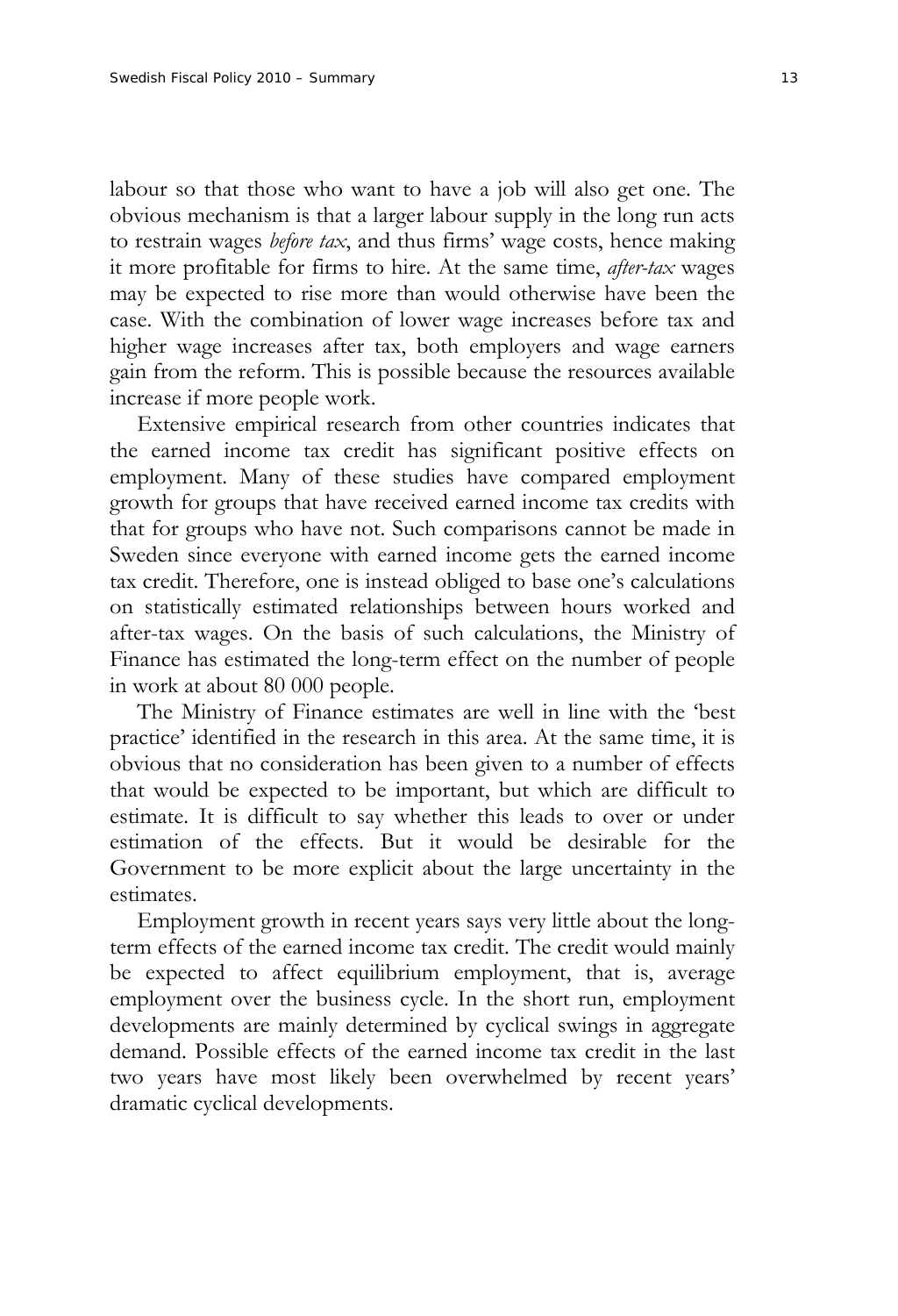labour so that those who want to have a job will also get one. The obvious mechanism is that a larger labour supply in the long run acts to restrain wages *before tax*, and thus firms' wage costs, hence making it more profitable for firms to hire. At the same time, *after-tax* wages may be expected to rise more than would otherwise have been the case. With the combination of lower wage increases before tax and higher wage increases after tax, both employers and wage earners gain from the reform. This is possible because the resources available increase if more people work.

Extensive empirical research from other countries indicates that the earned income tax credit has significant positive effects on employment. Many of these studies have compared employment growth for groups that have received earned income tax credits with that for groups who have not. Such comparisons cannot be made in Sweden since everyone with earned income gets the earned income tax credit. Therefore, one is instead obliged to base one's calculations on statistically estimated relationships between hours worked and after-tax wages. On the basis of such calculations, the Ministry of Finance has estimated the long-term effect on the number of people in work at about 80 000 people.

The Ministry of Finance estimates are well in line with the 'best practice' identified in the research in this area. At the same time, it is obvious that no consideration has been given to a number of effects that would be expected to be important, but which are difficult to estimate. It is difficult to say whether this leads to over or under estimation of the effects. But it would be desirable for the Government to be more explicit about the large uncertainty in the estimates.

Employment growth in recent years says very little about the long-term effects of the earned income tax credit. The credit would mainly be expected to affect equilibrium employment, that is, average employment over the business cycle. In the short run, employment developments are mainly determined by cyclical swings in aggregate demand. Possible effects of the earned income tax credit in the last two years have most likely been overwhelmed by recent years' dramatic cyclical developments.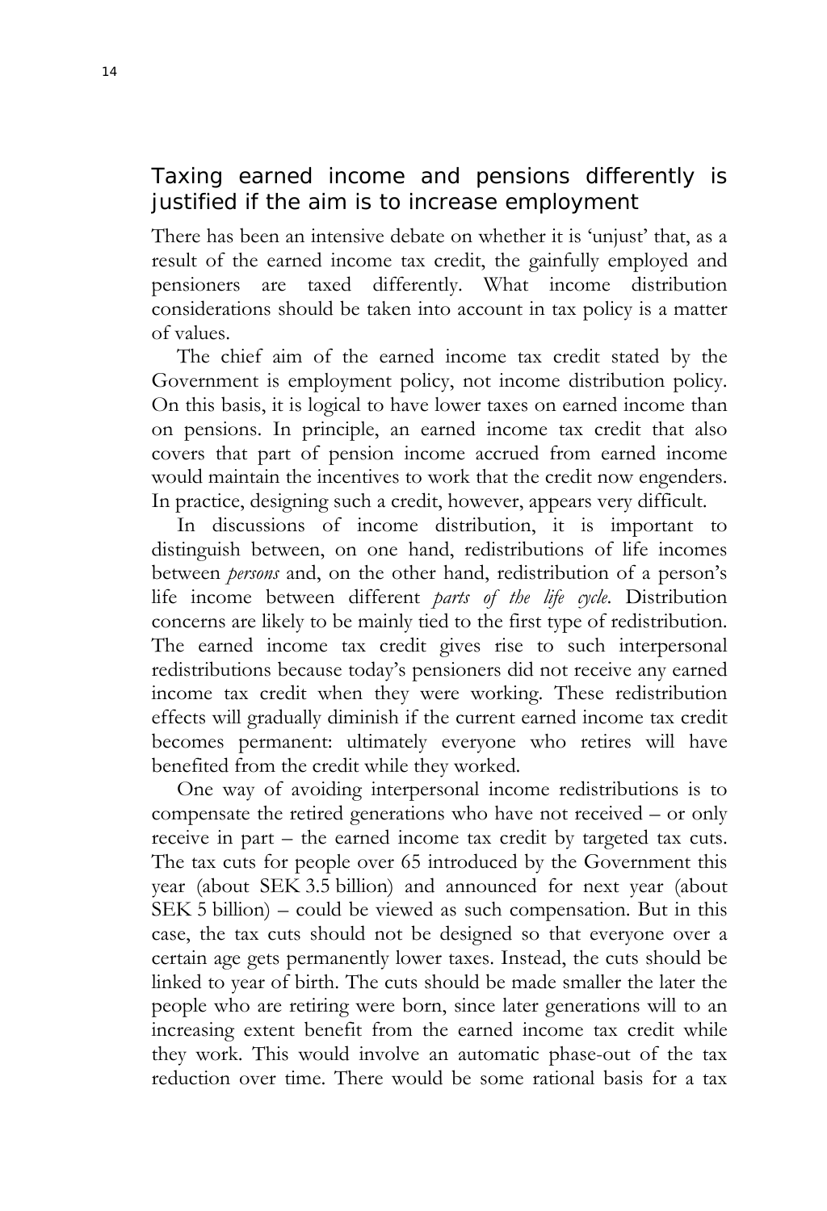## Taxing earned income and pensions differently is justified if the aim is to increase employment

There has been an intensive debate on whether it is 'unjust' that, as a result of the earned income tax credit, the gainfully employed and pensioners are taxed differently. What income distribution considerations should be taken into account in tax policy is a matter of values.

The chief aim of the earned income tax credit stated by the Government is employment policy, not income distribution policy. On this basis, it is logical to have lower taxes on earned income than on pensions. In principle, an earned income tax credit that also covers that part of pension income accrued from earned income would maintain the incentives to work that the credit now engenders. In practice, designing such a credit, however, appears very difficult.

In discussions of income distribution, it is important to distinguish between, on one hand, redistributions of life incomes between *persons* and, on the other hand, redistribution of a person's life income between different *parts of the life cycle*. Distribution concerns are likely to be mainly tied to the first type of redistribution. The earned income tax credit gives rise to such interpersonal redistributions because today's pensioners did not receive any earned income tax credit when they were working. These redistribution effects will gradually diminish if the current earned income tax credit becomes permanent: ultimately everyone who retires will have benefited from the credit while they worked.

One way of avoiding interpersonal income redistributions is to compensate the retired generations who have not received – or only receive in part – the earned income tax credit by targeted tax cuts. The tax cuts for people over 65 introduced by the Government this year (about SEK 3.5 billion) and announced for next year (about SEK 5 billion) – could be viewed as such compensation. But in this case, the tax cuts should not be designed so that everyone over a certain age gets permanently lower taxes. Instead, the cuts should be linked to year of birth. The cuts should be made smaller the later the people who are retiring were born, since later generations will to an increasing extent benefit from the earned income tax credit while they work. This would involve an automatic phase-out of the tax reduction over time. There would be some rational basis for a tax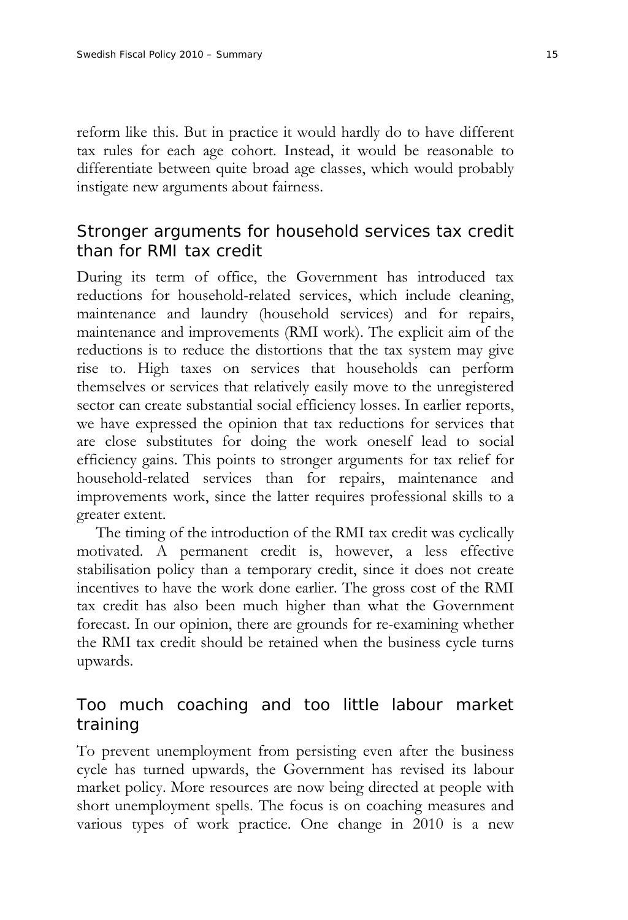reform like this. But in practice it would hardly do to have different tax rules for each age cohort. Instead, it would be reasonable to differentiate between quite broad age classes, which would probably instigate new arguments about fairness.

## Stronger arguments for household services tax credit than for RMI tax credit

During its term of office, the Government has introduced tax reductions for household-related services, which include cleaning, maintenance and laundry (household services) and for repairs, maintenance and improvements (RMI work). The explicit aim of the reductions is to reduce the distortions that the tax system may give rise to. High taxes on services that households can perform themselves or services that relatively easily move to the unregistered sector can create substantial social efficiency losses. In earlier reports, we have expressed the opinion that tax reductions for services that are close substitutes for doing the work oneself lead to social efficiency gains. This points to stronger arguments for tax relief for household-related services than for repairs, maintenance and improvements work, since the latter requires professional skills to a greater extent.

The timing of the introduction of the RMI tax credit was cyclically motivated. A permanent credit is, however, a less effective stabilisation policy than a temporary credit, since it does not create incentives to have the work done earlier. The gross cost of the RMI tax credit has also been much higher than what the Government forecast. In our opinion, there are grounds for re-examining whether the RMI tax credit should be retained when the business cycle turns upwards.

## Too much coaching and too little labour market training

To prevent unemployment from persisting even after the business cycle has turned upwards, the Government has revised its labour market policy. More resources are now being directed at people with short unemployment spells. The focus is on coaching measures and various types of work practice. One change in 2010 is a new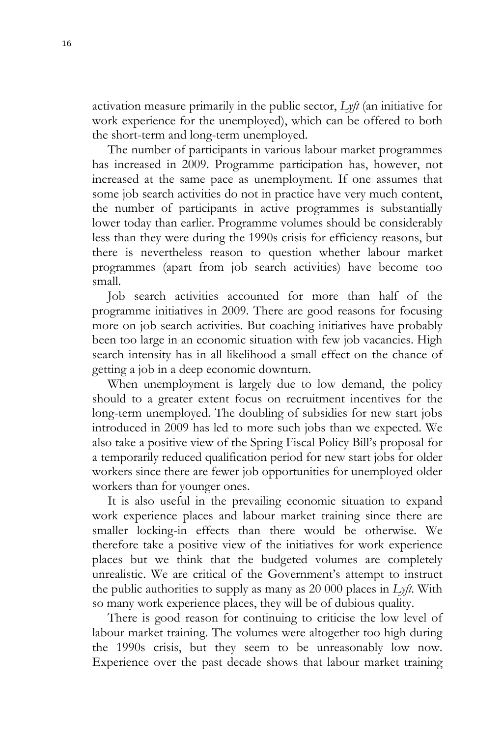activation measure primarily in the public sector, *Lyft* (an initiative for work experience for the unemployed), which can be offered to both the short-term and long-term unemployed.

The number of participants in various labour market programmes has increased in 2009. Programme participation has, however, not increased at the same pace as unemployment. If one assumes that some job search activities do not in practice have very much content, the number of participants in active programmes is substantially lower today than earlier. Programme volumes should be considerably less than they were during the 1990s crisis for efficiency reasons, but there is nevertheless reason to question whether labour market programmes (apart from job search activities) have become too small.

Job search activities accounted for more than half of the programme initiatives in 2009. There are good reasons for focusing more on job search activities. But coaching initiatives have probably been too large in an economic situation with few job vacancies. High search intensity has in all likelihood a small effect on the chance of getting a job in a deep economic downturn.

When unemployment is largely due to low demand, the policy should to a greater extent focus on recruitment incentives for the long-term unemployed. The doubling of subsidies for new start jobs introduced in 2009 has led to more such jobs than we expected. We also take a positive view of the Spring Fiscal Policy Bill's proposal for a temporarily reduced qualification period for new start jobs for older workers since there are fewer job opportunities for unemployed older workers than for younger ones.

It is also useful in the prevailing economic situation to expand work experience places and labour market training since there are smaller locking-in effects than there would be otherwise. We therefore take a positive view of the initiatives for work experience places but we think that the budgeted volumes are completely unrealistic. We are critical of the Government's attempt to instruct the public authorities to supply as many as 20 000 places in *Lyft*. With so many work experience places, they will be of dubious quality.

There is good reason for continuing to criticise the low level of labour market training. The volumes were altogether too high during the 1990s crisis, but they seem to be unreasonably low now. Experience over the past decade shows that labour market training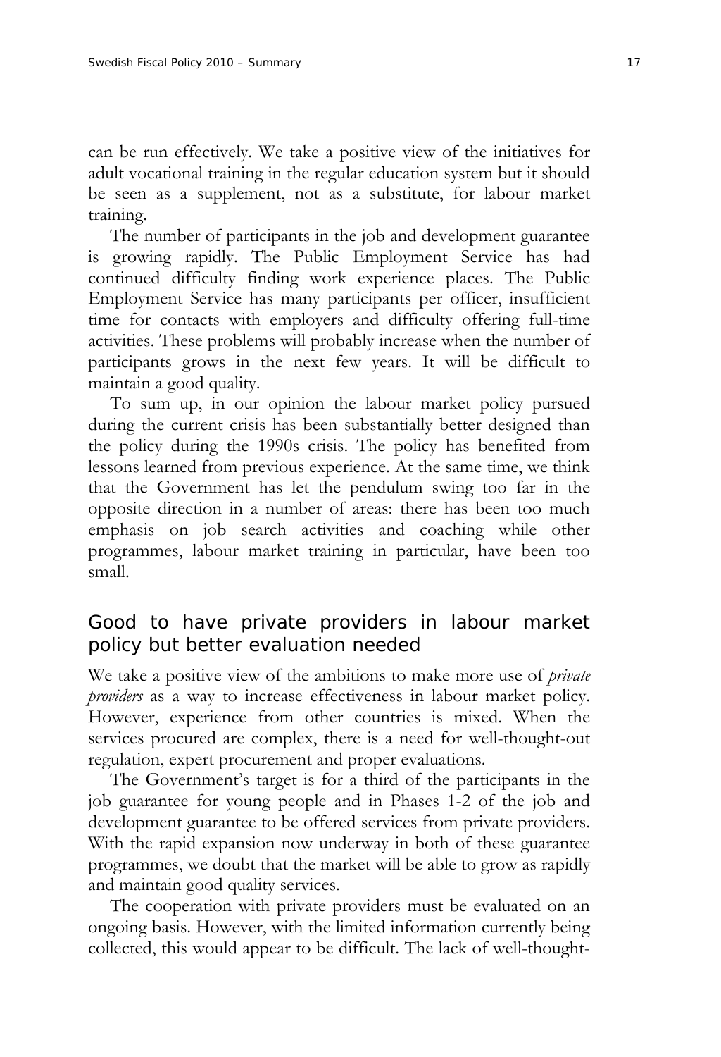can be run effectively. We take a positive view of the initiatives for adult vocational training in the regular education system but it should be seen as a supplement, not as a substitute, for labour market training.

The number of participants in the job and development guarantee is growing rapidly. The Public Employment Service has had continued difficulty finding work experience places. The Public Employment Service has many participants per officer, insufficient time for contacts with employers and difficulty offering full-time activities. These problems will probably increase when the number of participants grows in the next few years. It will be difficult to maintain a good quality.

To sum up, in our opinion the labour market policy pursued during the current crisis has been substantially better designed than the policy during the 1990s crisis. The policy has benefited from lessons learned from previous experience. At the same time, we think that the Government has let the pendulum swing too far in the opposite direction in a number of areas: there has been too much emphasis on job search activities and coaching while other programmes, labour market training in particular, have been too small.

## Good to have private providers in labour market policy but better evaluation needed

We take a positive view of the ambitions to make more use of *private providers* as a way to increase effectiveness in labour market policy. However, experience from other countries is mixed. When the services procured are complex, there is a need for well-thought-out regulation, expert procurement and proper evaluations.

The Government's target is for a third of the participants in the job guarantee for young people and in Phases 1-2 of the job and development guarantee to be offered services from private providers. With the rapid expansion now underway in both of these guarantee programmes, we doubt that the market will be able to grow as rapidly and maintain good quality services.

The cooperation with private providers must be evaluated on an ongoing basis. However, with the limited information currently being collected, this would appear to be difficult. The lack of well-thought-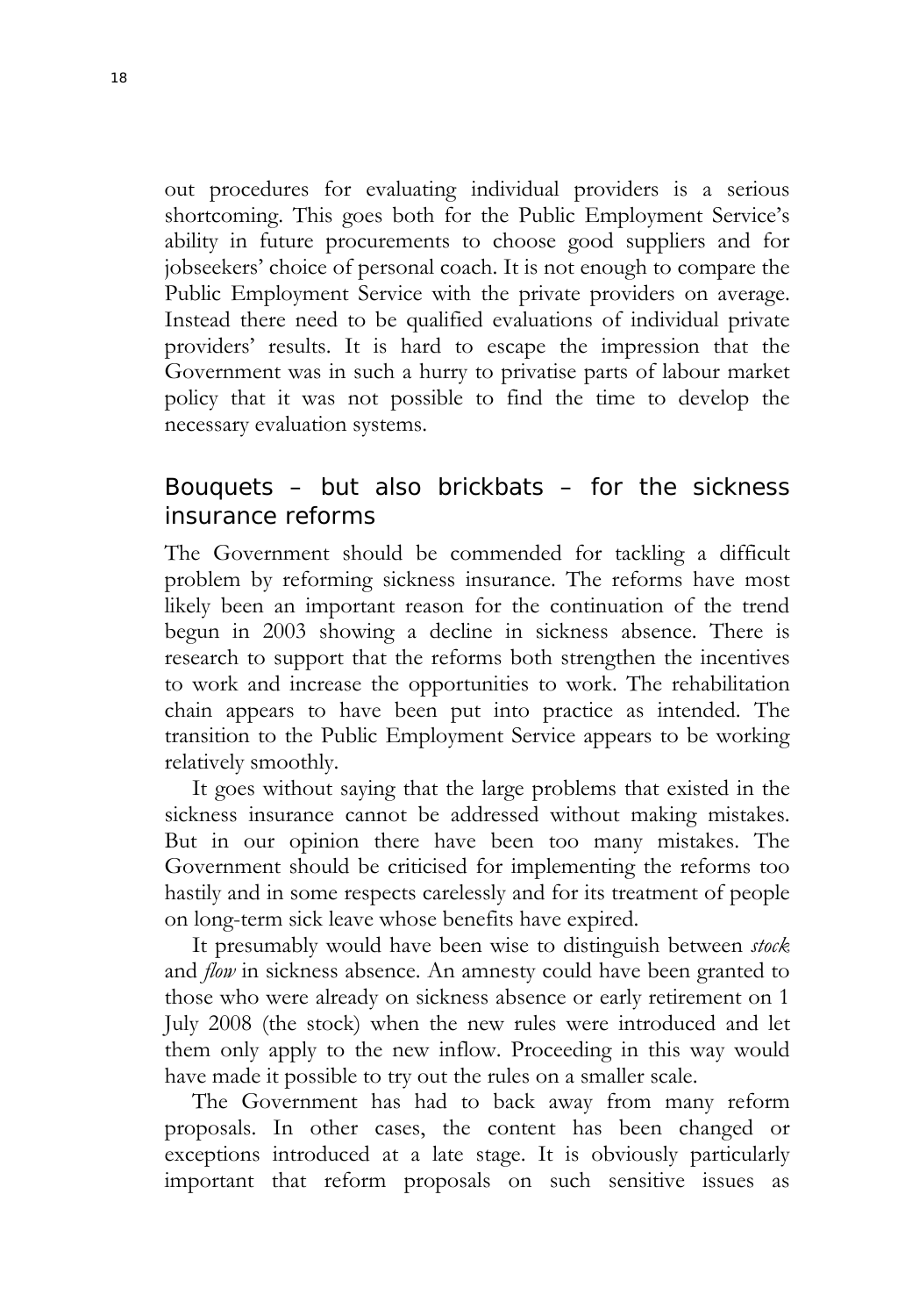out procedures for evaluating individual providers is a serious shortcoming. This goes both for the Public Employment Service's ability in future procurements to choose good suppliers and for jobseekers' choice of personal coach. It is not enough to compare the Public Employment Service with the private providers on average. Instead there need to be qualified evaluations of individual private providers' results. It is hard to escape the impression that the Government was in such a hurry to privatise parts of labour market policy that it was not possible to find the time to develop the necessary evaluation systems.

## Bouquets – but also brickbats – for the sickness insurance reforms

The Government should be commended for tackling a difficult problem by reforming sickness insurance. The reforms have most likely been an important reason for the continuation of the trend begun in 2003 showing a decline in sickness absence. There is research to support that the reforms both strengthen the incentives to work and increase the opportunities to work. The rehabilitation chain appears to have been put into practice as intended. The transition to the Public Employment Service appears to be working relatively smoothly.

It goes without saying that the large problems that existed in the sickness insurance cannot be addressed without making mistakes. But in our opinion there have been too many mistakes. The Government should be criticised for implementing the reforms too hastily and in some respects carelessly and for its treatment of people on long-term sick leave whose benefits have expired.

It presumably would have been wise to distinguish between *stock* and *flow* in sickness absence. An amnesty could have been granted to those who were already on sickness absence or early retirement on 1 July 2008 (the stock) when the new rules were introduced and let them only apply to the new inflow. Proceeding in this way would have made it possible to try out the rules on a smaller scale.

The Government has had to back away from many reform proposals. In other cases, the content has been changed or exceptions introduced at a late stage. It is obviously particularly important that reform proposals on such sensitive issues as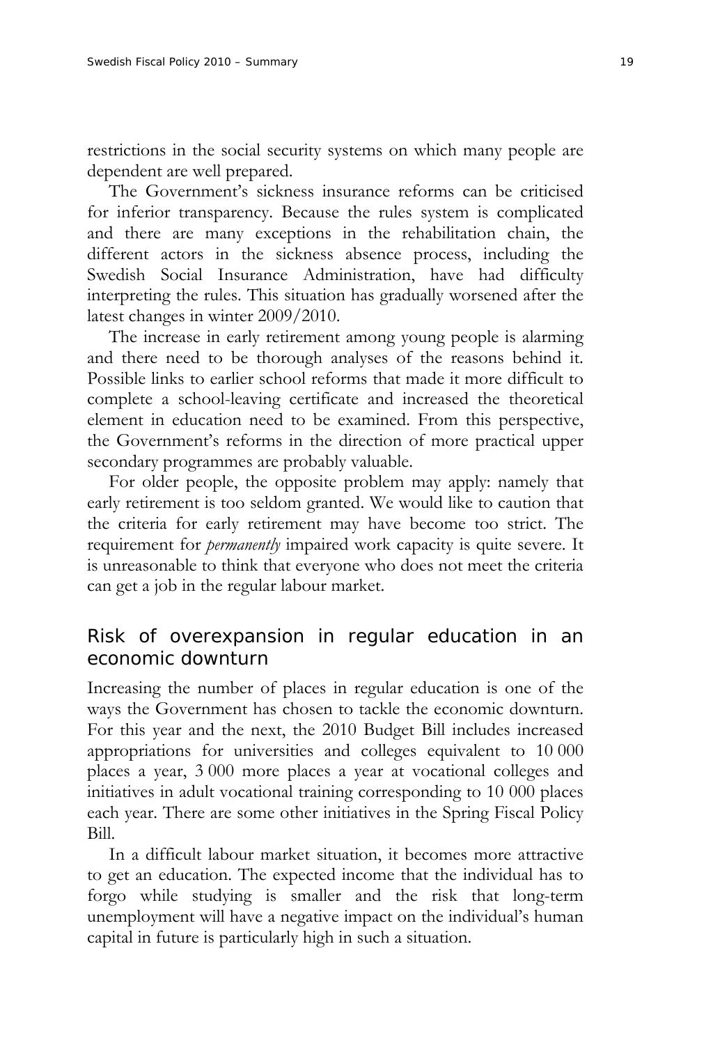restrictions in the social security systems on which many people are dependent are well prepared.

The Government's sickness insurance reforms can be criticised for inferior transparency. Because the rules system is complicated and there are many exceptions in the rehabilitation chain, the different actors in the sickness absence process, including the Swedish Social Insurance Administration, have had difficulty interpreting the rules. This situation has gradually worsened after the latest changes in winter 2009/2010.

The increase in early retirement among young people is alarming and there need to be thorough analyses of the reasons behind it. Possible links to earlier school reforms that made it more difficult to complete a school-leaving certificate and increased the theoretical element in education need to be examined. From this perspective, the Government's reforms in the direction of more practical upper secondary programmes are probably valuable.

For older people, the opposite problem may apply: namely that early retirement is too seldom granted. We would like to caution that the criteria for early retirement may have become too strict. The requirement for *permanently* impaired work capacity is quite severe. It is unreasonable to think that everyone who does not meet the criteria can get a job in the regular labour market.

## Risk of overexpansion in regular education in an economic downturn

Increasing the number of places in regular education is one of the ways the Government has chosen to tackle the economic downturn. For this year and the next, the 2010 Budget Bill includes increased appropriations for universities and colleges equivalent to 10 000 places a year, 3 000 more places a year at vocational colleges and initiatives in adult vocational training corresponding to 10 000 places each year. There are some other initiatives in the Spring Fiscal Policy Bill.

In a difficult labour market situation, it becomes more attractive to get an education. The expected income that the individual has to forgo while studying is smaller and the risk that long-term unemployment will have a negative impact on the individual's human capital in future is particularly high in such a situation.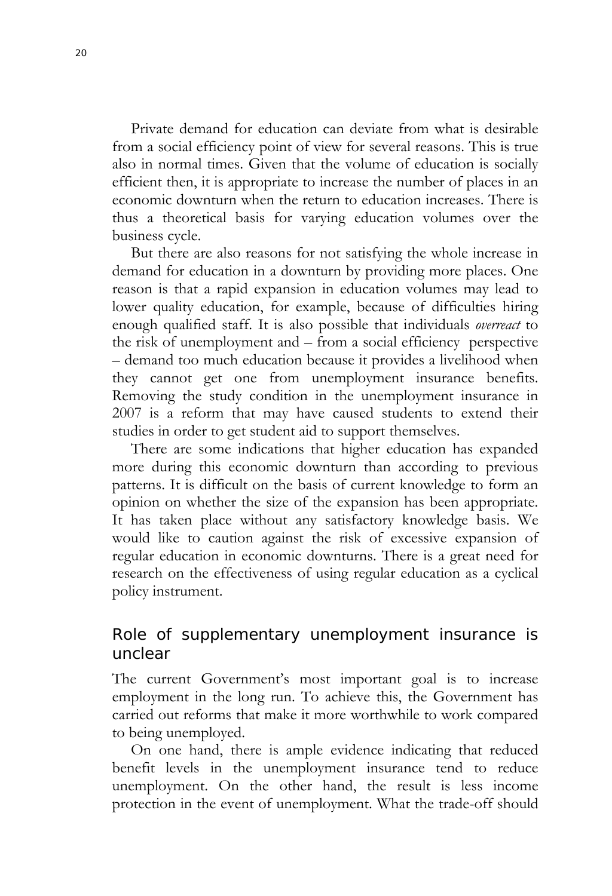Private demand for education can deviate from what is desirable from a social efficiency point of view for several reasons. This is true also in normal times. Given that the volume of education is socially efficient then, it is appropriate to increase the number of places in an economic downturn when the return to education increases. There is thus a theoretical basis for varying education volumes over the business cycle.

But there are also reasons for not satisfying the whole increase in demand for education in a downturn by providing more places. One reason is that a rapid expansion in education volumes may lead to lower quality education, for example, because of difficulties hiring enough qualified staff. It is also possible that individuals *overreact* to the risk of unemployment and – from a social efficiency perspective – demand too much education because it provides a livelihood when they cannot get one from unemployment insurance benefits. Removing the study condition in the unemployment insurance in 2007 is a reform that may have caused students to extend their studies in order to get student aid to support themselves.

There are some indications that higher education has expanded more during this economic downturn than according to previous patterns. It is difficult on the basis of current knowledge to form an opinion on whether the size of the expansion has been appropriate. It has taken place without any satisfactory knowledge basis. We would like to caution against the risk of excessive expansion of regular education in economic downturns. There is a great need for research on the effectiveness of using regular education as a cyclical policy instrument.

## Role of supplementary unemployment insurance is unclear

The current Government's most important goal is to increase employment in the long run. To achieve this, the Government has carried out reforms that make it more worthwhile to work compared to being unemployed.

On one hand, there is ample evidence indicating that reduced benefit levels in the unemployment insurance tend to reduce unemployment. On the other hand, the result is less income protection in the event of unemployment. What the trade-off should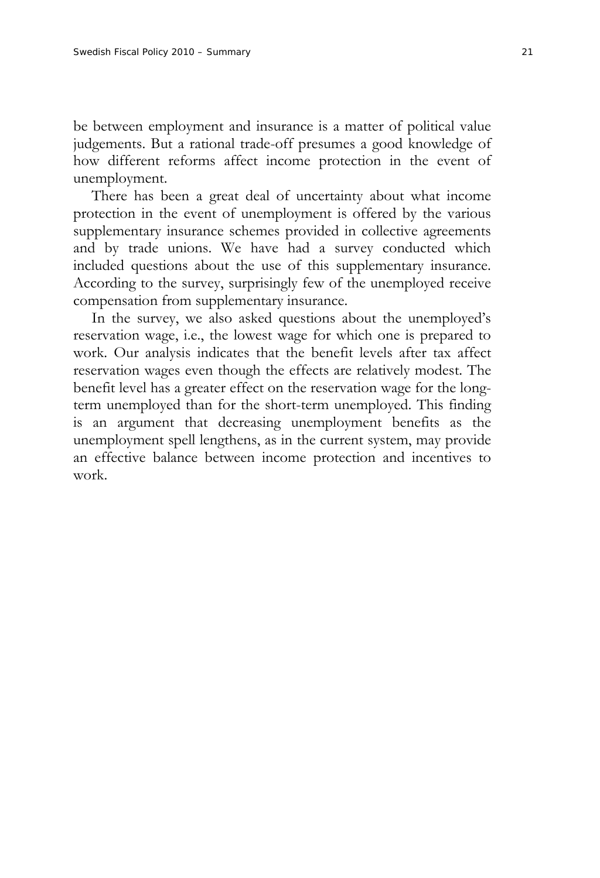be between employment and insurance is a matter of political value judgements. But a rational trade-off presumes a good knowledge of how different reforms affect income protection in the event of unemployment.

There has been a great deal of uncertainty about what income protection in the event of unemployment is offered by the various supplementary insurance schemes provided in collective agreements and by trade unions. We have had a survey conducted which included questions about the use of this supplementary insurance. According to the survey, surprisingly few of the unemployed receive compensation from supplementary insurance.

In the survey, we also asked questions about the unemployed's reservation wage, i.e., the lowest wage for which one is prepared to work. Our analysis indicates that the benefit levels after tax affect reservation wages even though the effects are relatively modest. The benefit level has a greater effect on the reservation wage for the long-term unemployed than for the short-term unemployed. This finding is an argument that decreasing unemployment benefits as the unemployment spell lengthens, as in the current system, may provide an effective balance between income protection and incentives to work.